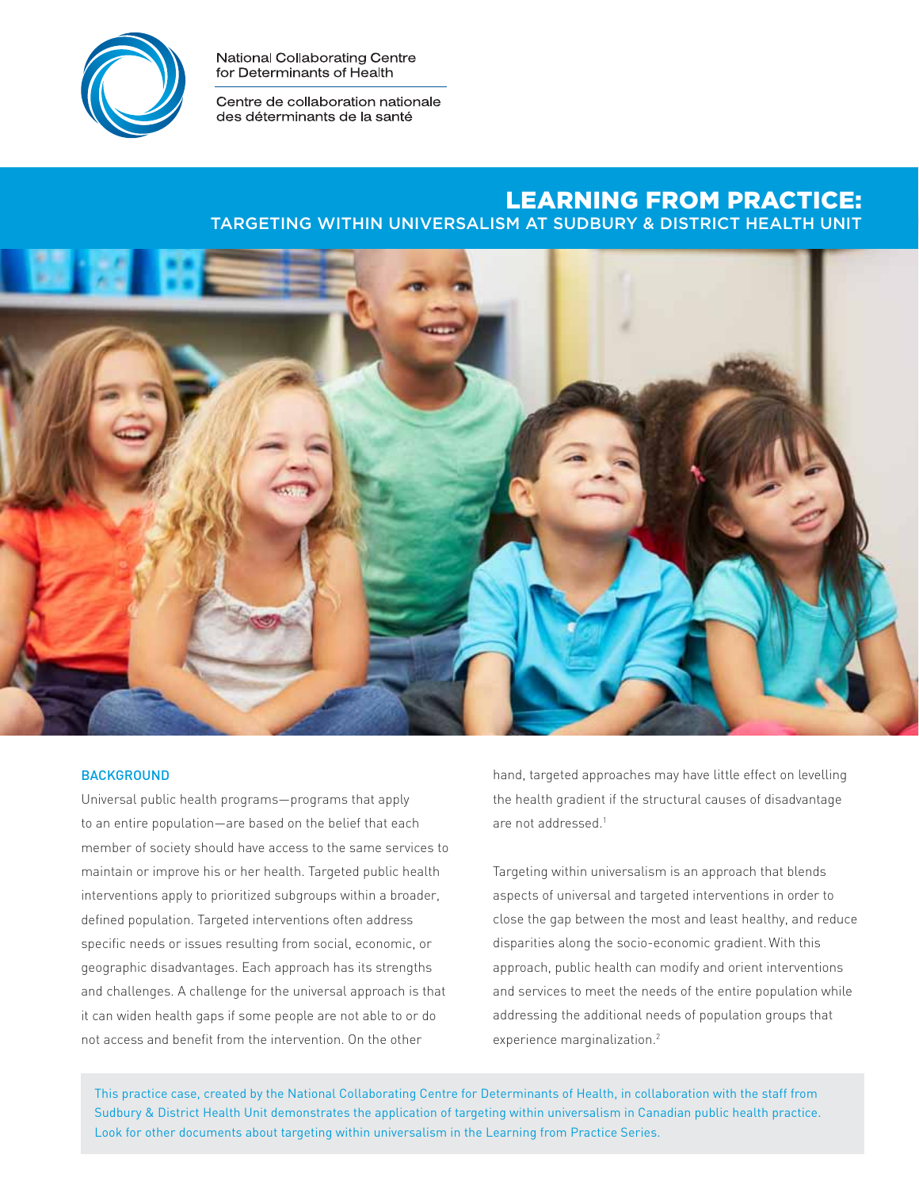National Collaborating Centre for Determinants of Health

Centre de collaboration nationale des déterminants de la santé

# LEARNING FROM PRACTICE:

## TARGETING WITHIN UNIVERSALISM AT SUDBURY & DISTRICT HEALTH UNIT

### BACKGROUND

Universal public health programs—programs that apply to an entire population—are based on the belief that each member of society should have access to the same services to maintain or improve his or her health. Targeted public health interventions apply to prioritized subgroups within a broader, defined population. Targeted interventions often address specific needs or issues resulting from social, economic, or geographic disadvantages. Each approach has its strengths and challenges. A challenge for the universal approach is that it can widen health gaps if some people are not able to or do not access and benefit from the intervention. On the other hand, targeted approaches may have little effect on levelling the health gradient if the structural causes of disadvantage are not addressed.[1]

Targeting within universalism is an approach that blends aspects of universal and targeted interventions in order to close the gap between the most and least healthy, and reduce disparities along the socio-economic gradient. With this approach, public health can modify and orient interventions and services to meet the needs of the entire population while addressing the additional needs of population groups that experience marginalization.[2]

This practice case, created by the National Collaborating Centre for Determinants of Health, in collaboration with the staff from Sudbury & District Health Unit demonstrates the application of targeting within universalism in Canadian public health practice. Look for other documents about targeting within universalism in the Learning from Practice Series.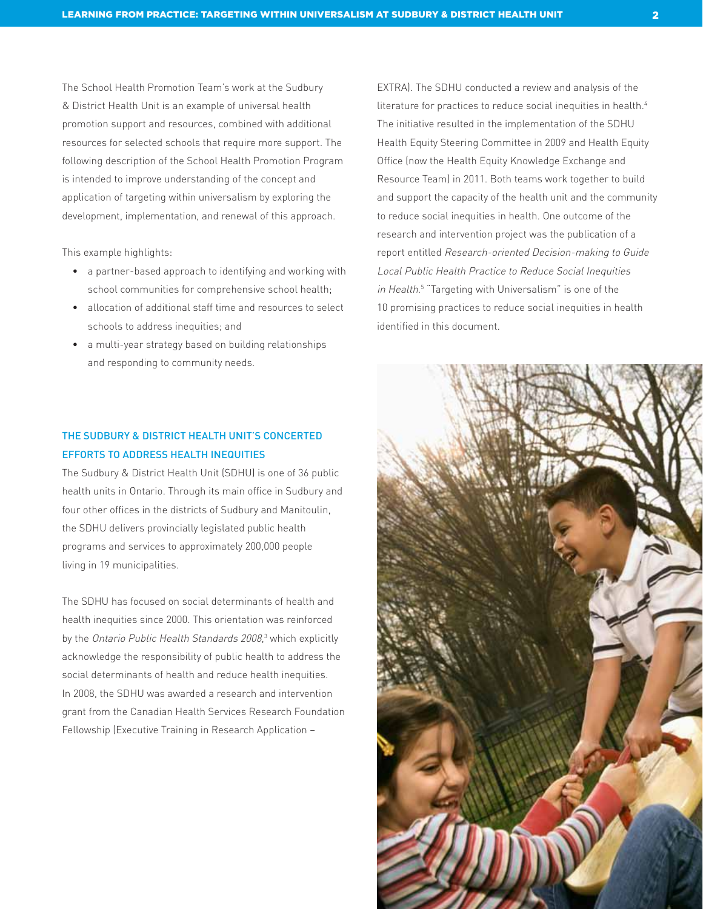The School Health Promotion Team's work at the Sudbury & District Health Unit is an example of universal health promotion support and resources, combined with additional resources for selected schools that require more support. The following description of the School Health Promotion Program is intended to improve understanding of the concept and application of targeting within universalism by exploring the development, implementation, and renewal of this approach.

This example highlights:

- a partner-based approach to identifying and working with school communities for comprehensive school health;
- allocation of additional staff time and resources to select schools to address inequities; and
- a multi-year strategy based on building relationships and responding to community needs.

## THE SUDBURY & DISTRICT HEALTH UNIT'S CONCERTED EFFORTS TO ADDRESS HEALTH INEQUITIES

The Sudbury & District Health Unit (SDHU) is one of 36 public health units in Ontario. Through its main office in Sudbury and four other offices in the districts of Sudbury and Manitoulin, the SDHU delivers provincially legislated public health programs and services to approximately 200,000 people living in 19 municipalities.

The SDHU has focused on social determinants of health and health inequities since 2000. This orientation was reinforced by the *Ontario Public Health Standards 2008*,[3] which explicitly acknowledge the responsibility of public health to address the social determinants of health and reduce health inequities. In 2008, the SDHU was awarded a research and intervention grant from the Canadian Health Services Research Foundation Fellowship (Executive Training in Research Application – EXTRA). The SDHU conducted a review and analysis of the literature for practices to reduce social inequities in health.[4] The initiative resulted in the implementation of the SDHU Health Equity Steering Committee in 2009 and Health Equity Office (now the Health Equity Knowledge Exchange and Resource Team) in 2011. Both teams work together to build and support the capacity of the health unit and the community to reduce social inequities in health. One outcome of the research and intervention project was the publication of a report entitled *Research-oriented Decision-making to Guide Local Public Health Practice to Reduce Social Inequities in Health*.[5] "Targeting with Universalism" is one of the 10 promising practices to reduce social inequities in health identified in this document.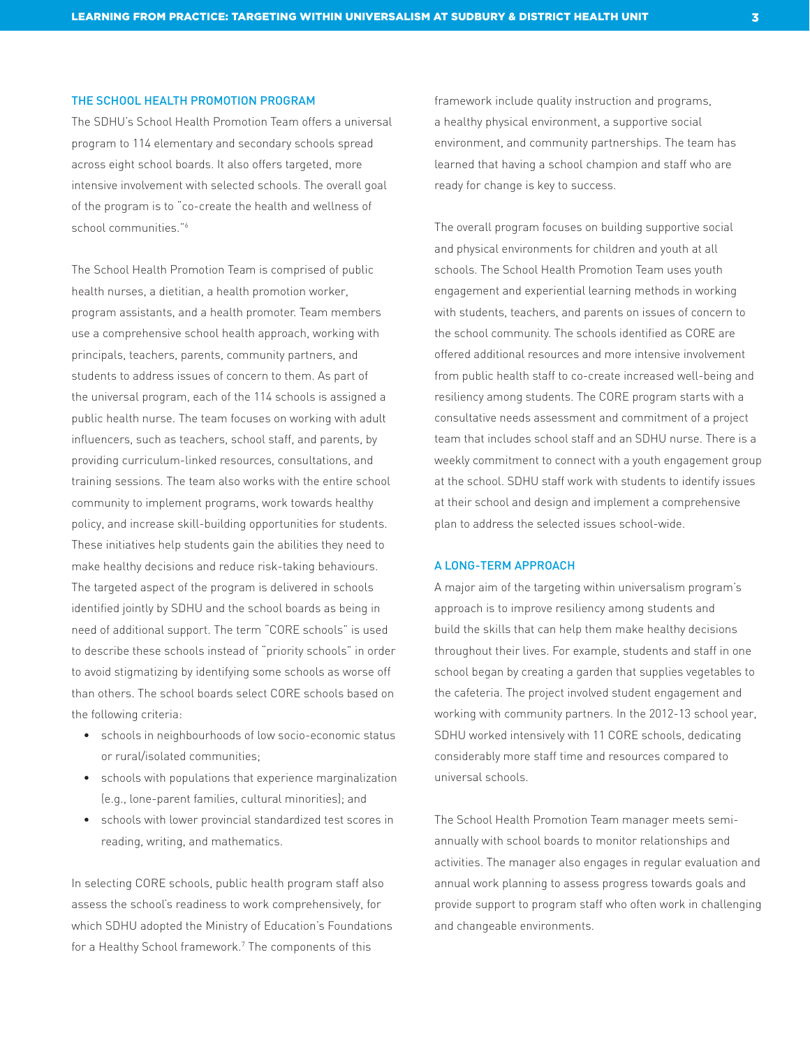## THE SCHOOL HEALTH PROMOTION PROGRAM

The SDHU's School Health Promotion Team offers a universal program to 114 elementary and secondary schools spread across eight school boards. It also offers targeted, more intensive involvement with selected schools. The overall goal of the program is to "co-create the health and wellness of school communities."[6]

The School Health Promotion Team is comprised of public health nurses, a dietitian, a health promotion worker, program assistants, and a health promoter. Team members use a comprehensive school health approach, working with principals, teachers, parents, community partners, and students to address issues of concern to them. As part of the universal program, each of the 114 schools is assigned a public health nurse. The team focuses on working with adult influencers, such as teachers, school staff, and parents, by providing curriculum-linked resources, consultations, and training sessions. The team also works with the entire school community to implement programs, work towards healthy policy, and increase skill-building opportunities for students. These initiatives help students gain the abilities they need to make healthy decisions and reduce risk-taking behaviours. The targeted aspect of the program is delivered in schools identified jointly by SDHU and the school boards as being in need of additional support. The term "CORE schools" is used to describe these schools instead of "priority schools" in order to avoid stigmatizing by identifying some schools as worse off than others. The school boards select CORE schools based on the following criteria:

- schools in neighbourhoods of low socio-economic status or rural/isolated communities;
- schools with populations that experience marginalization (e.g., lone-parent families, cultural minorities); and
- schools with lower provincial standardized test scores in reading, writing, and mathematics.

In selecting CORE schools, public health program staff also assess the school's readiness to work comprehensively, for which SDHU adopted the Ministry of Education's Foundations for a Healthy School framework.[7] The components of this framework include quality instruction and programs, a healthy physical environment, a supportive social environment, and community partnerships. The team has learned that having a school champion and staff who are ready for change is key to success.

The overall program focuses on building supportive social and physical environments for children and youth at all schools. The School Health Promotion Team uses youth engagement and experiential learning methods in working with students, teachers, and parents on issues of concern to the school community. The schools identified as CORE are offered additional resources and more intensive involvement from public health staff to co-create increased well-being and resiliency among students. The CORE program starts with a consultative needs assessment and commitment of a project team that includes school staff and an SDHU nurse. There is a weekly commitment to connect with a youth engagement group at the school. SDHU staff work with students to identify issues at their school and design and implement a comprehensive plan to address the selected issues school-wide.

## A LONG-TERM APPROACH

A major aim of the targeting within universalism program's approach is to improve resiliency among students and build the skills that can help them make healthy decisions throughout their lives. For example, students and staff in one school began by creating a garden that supplies vegetables to the cafeteria. The project involved student engagement and working with community partners. In the 2012-13 school year, SDHU worked intensively with 11 CORE schools, dedicating considerably more staff time and resources compared to universal schools.

The School Health Promotion Team manager meets semi-annually with school boards to monitor relationships and activities. The manager also engages in regular evaluation and annual work planning to assess progress towards goals and provide support to program staff who often work in challenging and changeable environments.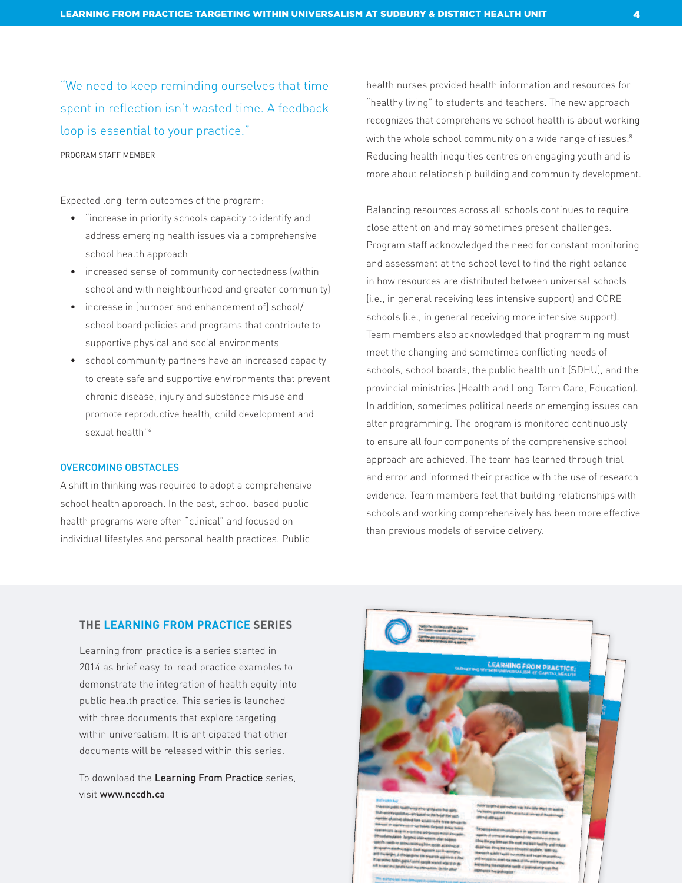"We need to keep reminding ourselves that time spent in reflection isn't wasted time. A feedback loop is essential to your practice."

PROGRAM STAFF MEMBER

Expected long-term outcomes of the program:

- "increase in priority schools capacity to identify and address emerging health issues via a comprehensive school health approach
- increased sense of community connectedness (within school and with neighbourhood and greater community)
- increase in [number and enhancement of] school/school board policies and programs that contribute to supportive physical and social environments
- school community partners have an increased capacity to create safe and supportive environments that prevent chronic disease, injury and substance misuse and promote reproductive health, child development and sexual health"[6]

### OVERCOMING OBSTACLES

A shift in thinking was required to adopt a comprehensive school health approach. In the past, school-based public health programs were often "clinical" and focused on individual lifestyles and personal health practices. Public health nurses provided health information and resources for "healthy living" to students and teachers. The new approach recognizes that comprehensive school health is about working with the whole school community on a wide range of issues.[8] Reducing health inequities centres on engaging youth and is more about relationship building and community development.

Balancing resources across all schools continues to require close attention and may sometimes present challenges. Program staff acknowledged the need for constant monitoring and assessment at the school level to find the right balance in how resources are distributed between universal schools (i.e., in general receiving less intensive support) and CORE schools (i.e., in general receiving more intensive support). Team members also acknowledged that programming must meet the changing and sometimes conflicting needs of schools, school boards, the public health unit (SDHU), and the provincial ministries (Health and Long-Term Care, Education). In addition, sometimes political needs or emerging issues can alter programming. The program is monitored continuously to ensure all four components of the comprehensive school approach are achieved. The team has learned through trial and error and informed their practice with the use of research evidence. Team members feel that building relationships with schools and working comprehensively has been more effective than previous models of service delivery.

### THE LEARNING FROM PRACTICE SERIES

Learning from practice is a series started in 2014 as brief easy-to-read practice examples to demonstrate the integration of health equity into public health practice. This series is launched with three documents that explore targeting within universalism. It is anticipated that other documents will be released within this series.

To download the **Learning From Practice** series, visit **www.nccdh.ca**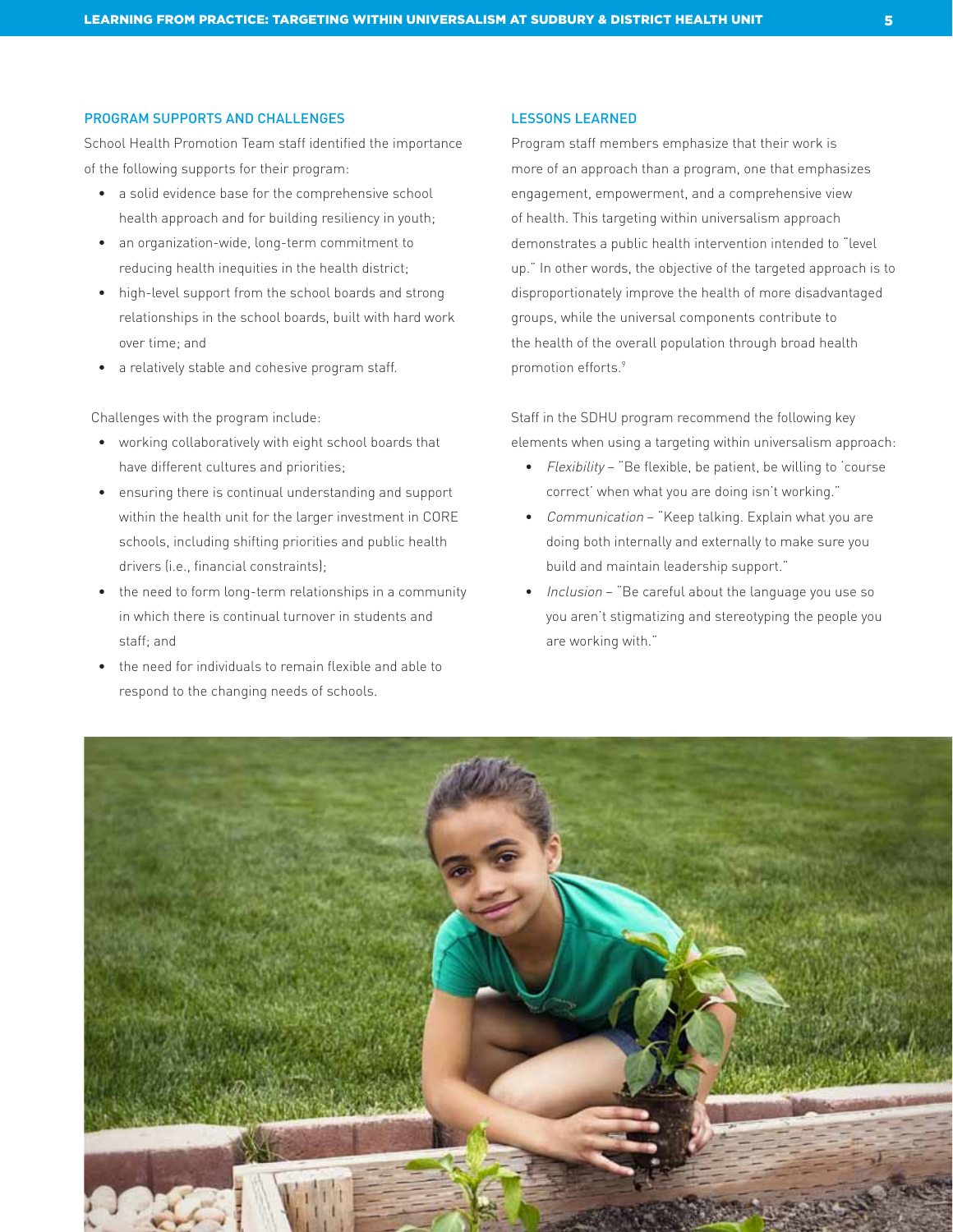## PROGRAM SUPPORTS AND CHALLENGES

School Health Promotion Team staff identified the importance of the following supports for their program:

- a solid evidence base for the comprehensive school health approach and for building resiliency in youth;
- an organization-wide, long-term commitment to reducing health inequities in the health district;
- high-level support from the school boards and strong relationships in the school boards, built with hard work over time; and
- a relatively stable and cohesive program staff.

Challenges with the program include:

- working collaboratively with eight school boards that have different cultures and priorities;
- ensuring there is continual understanding and support within the health unit for the larger investment in CORE schools, including shifting priorities and public health drivers (i.e., financial constraints);
- the need to form long-term relationships in a community in which there is continual turnover in students and staff; and
- the need for individuals to remain flexible and able to respond to the changing needs of schools.

## LESSONS LEARNED

Program staff members emphasize that their work is more of an approach than a program, one that emphasizes engagement, empowerment, and a comprehensive view of health. This targeting within universalism approach demonstrates a public health intervention intended to "level up." In other words, the objective of the targeted approach is to disproportionately improve the health of more disadvantaged groups, while the universal components contribute to the health of the overall population through broad health promotion efforts.[9]

Staff in the SDHU program recommend the following key elements when using a targeting within universalism approach:

- *Flexibility* – "Be flexible, be patient, be willing to 'course correct' when what you are doing isn't working."
- *Communication* – "Keep talking. Explain what you are doing both internally and externally to make sure you build and maintain leadership support."
- *Inclusion* – "Be careful about the language you use so you aren't stigmatizing and stereotyping the people you are working with."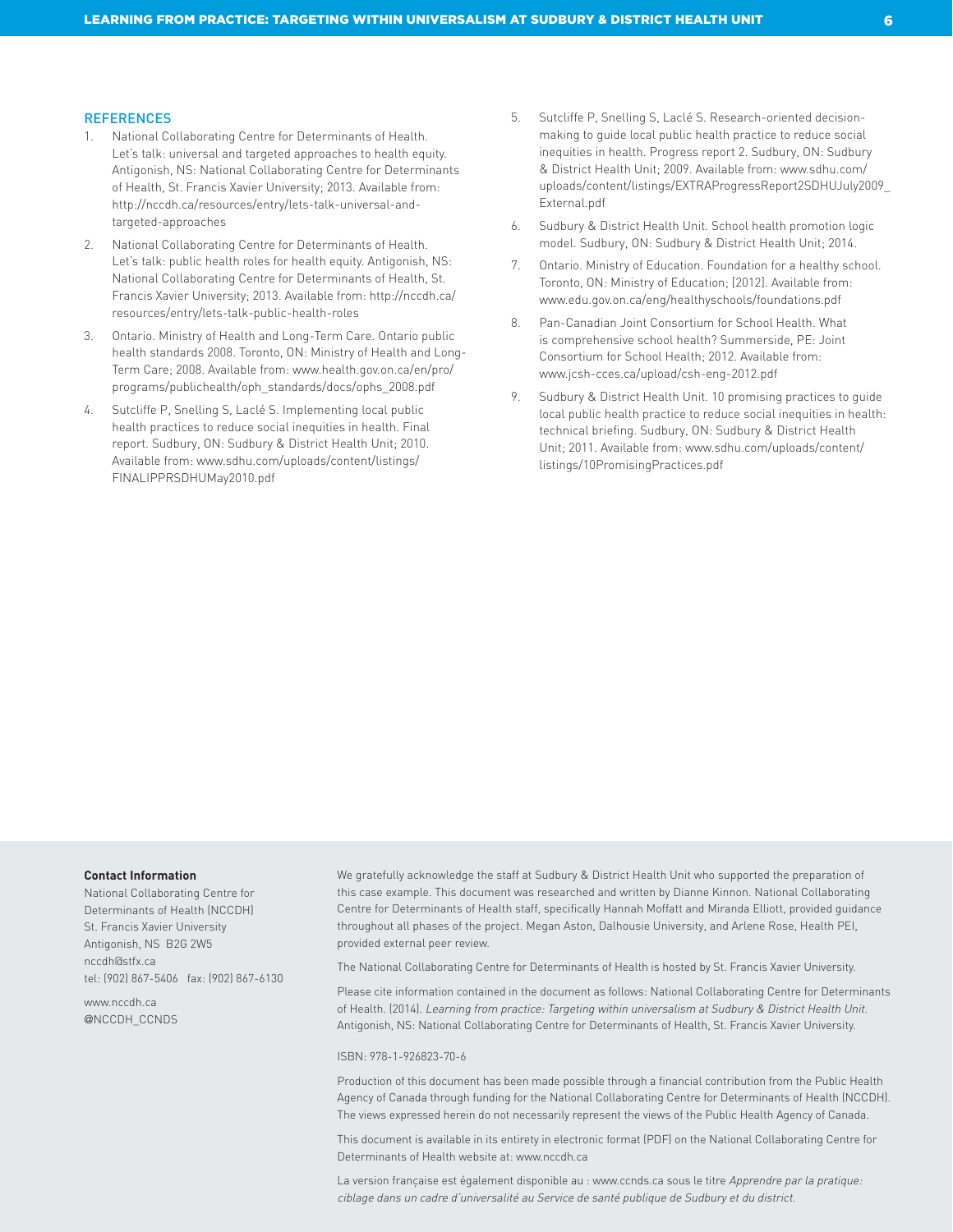## REFERENCES

1. National Collaborating Centre for Determinants of Health. Let's talk: universal and targeted approaches to health equity. Antigonish, NS: National Collaborating Centre for Determinants of Health, St. Francis Xavier University; 2013. Available from: http://nccdh.ca/resources/entry/lets-talk-universal-and-targeted-approaches
2. National Collaborating Centre for Determinants of Health. Let's talk: public health roles for health equity. Antigonish, NS: National Collaborating Centre for Determinants of Health, St. Francis Xavier University; 2013. Available from: http://nccdh.ca/resources/entry/lets-talk-public-health-roles
3. Ontario. Ministry of Health and Long-Term Care. Ontario public health standards 2008. Toronto, ON: Ministry of Health and Long-Term Care; 2008. Available from: www.health.gov.on.ca/en/pro/programs/publichealth/oph_standards/docs/ophs_2008.pdf
4. Sutcliffe P, Snelling S, Laclé S. Implementing local public health practices to reduce social inequities in health. Final report. Sudbury, ON: Sudbury & District Health Unit; 2010. Available from: www.sdhu.com/uploads/content/listings/FINALIPPRSDHUMay2010.pdf
5. Sutcliffe P, Snelling S, Laclé S. Research-oriented decision-making to guide local public health practice to reduce social inequities in health. Progress report 2. Sudbury, ON: Sudbury & District Health Unit; 2009. Available from: www.sdhu.com/uploads/content/listings/EXTRAProgressReport2SDHUJuly2009_External.pdf
6. Sudbury & District Health Unit. School health promotion logic model. Sudbury, ON: Sudbury & District Health Unit; 2014.
7. Ontario. Ministry of Education. Foundation for a healthy school. Toronto, ON: Ministry of Education; [2012]. Available from: www.edu.gov.on.ca/eng/healthyschools/foundations.pdf
8. Pan-Canadian Joint Consortium for School Health. What is comprehensive school health? Summerside, PE: Joint Consortium for School Health; 2012. Available from: www.jcsh-cces.ca/upload/csh-eng-2012.pdf
9. Sudbury & District Health Unit. 10 promising practices to guide local public health practice to reduce social inequities in health: technical briefing. Sudbury, ON: Sudbury & District Health Unit; 2011. Available from: www.sdhu.com/uploads/content/listings/10PromisingPractices.pdf

**Contact Information**

National Collaborating Centre for Determinants of Health (NCCDH)
St. Francis Xavier University
Antigonish, NS B2G 2W5
nccdh@stfx.ca
tel: (902) 867-5406 fax: (902) 867-6130

www.nccdh.ca
@NCCDH_CCNDS

We gratefully acknowledge the staff at Sudbury & District Health Unit who supported the preparation of this case example. This document was researched and written by Dianne Kinnon. National Collaborating Centre for Determinants of Health staff, specifically Hannah Moffatt and Miranda Elliott, provided guidance throughout all phases of the project. Megan Aston, Dalhousie University, and Arlene Rose, Health PEI, provided external peer review.

The National Collaborating Centre for Determinants of Health is hosted by St. Francis Xavier University.

Please cite information contained in the document as follows: National Collaborating Centre for Determinants of Health. (2014). *Learning from practice: Targeting within universalism at Sudbury & District Health Unit.* Antigonish, NS: National Collaborating Centre for Determinants of Health, St. Francis Xavier University.

ISBN: 978-1-926823-70-6

Production of this document has been made possible through a financial contribution from the Public Health Agency of Canada through funding for the National Collaborating Centre for Determinants of Health (NCCDH). The views expressed herein do not necessarily represent the views of the Public Health Agency of Canada.

This document is available in its entirety in electronic format (PDF) on the National Collaborating Centre for Determinants of Health website at: www.nccdh.ca

La version française est également disponible au : www.ccnds.ca sous le titre *Apprendre par la pratique: ciblage dans un cadre d'universalité au Service de santé publique de Sudbury et du district.*